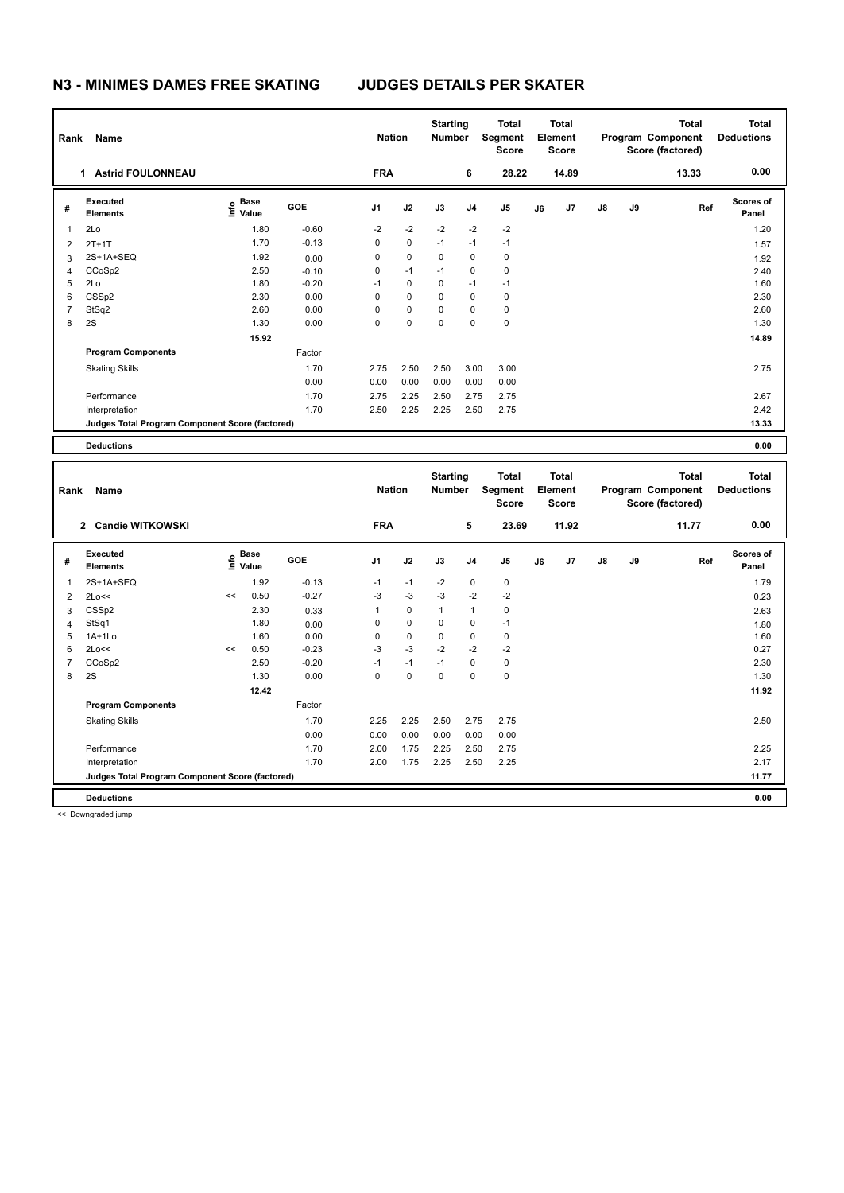# N3 - MINIMES DAMES FREE SKATING JUDGES DETAILS PER SKATER

| Rank | Name | Nation | Starting Number | Total Segment Score | Total Element Score | Total Program Component Score (factored) | Total Deductions |
|---|---|---|---|---|---|---|---|
| 1 | Astrid FOULONNEAU | FRA | 6 | 28.22 | 14.89 | 13.33 | 0.00 |

| # | Executed Elements | Info | Base Value | GOE | J1 | J2 | J3 | J4 | J5 | J6 | J7 | J8 | J9 | Ref | Scores of Panel |
|---|---|---|---|---|---|---|---|---|---|---|---|---|---|---|---|
| 1 | 2Lo | | 1.80 | -0.60 | -2 | -2 | -2 | -2 | -2 | | | | | | 1.20 |
| 2 | 2T+1T | | 1.70 | -0.13 | 0 | 0 | -1 | -1 | -1 | | | | | | 1.57 |
| 3 | 2S+1A+SEQ | | 1.92 | 0.00 | 0 | 0 | 0 | 0 | 0 | | | | | | 1.92 |
| 4 | CCoSp2 | | 2.50 | -0.10 | 0 | -1 | -1 | 0 | 0 | | | | | | 2.40 |
| 5 | 2Lo | | 1.80 | -0.20 | -1 | 0 | 0 | -1 | -1 | | | | | | 1.60 |
| 6 | CSSp2 | | 2.30 | 0.00 | 0 | 0 | 0 | 0 | 0 | | | | | | 2.30 |
| 7 | StSq2 | | 2.60 | 0.00 | 0 | 0 | 0 | 0 | 0 | | | | | | 2.60 |
| 8 | 2S | | 1.30 | 0.00 | 0 | 0 | 0 | 0 | 0 | | | | | | 1.30 |
| | | | 15.92 | | | | | | | | | | | | 14.89 |
| | Program Components | | | Factor | | | | | | | | | | | |
| | Skating Skills | | | 1.70 | 2.75 | 2.50 | 2.50 | 3.00 | 3.00 | | | | | | 2.75 |
| | | | | 0.00 | 0.00 | 0.00 | 0.00 | 0.00 | 0.00 | | | | | | |
| | Performance | | | 1.70 | 2.75 | 2.25 | 2.50 | 2.75 | 2.75 | | | | | | 2.67 |
| | Interpretation | | | 1.70 | 2.50 | 2.25 | 2.25 | 2.50 | 2.75 | | | | | | 2.42 |
| | Judges Total Program Component Score (factored) | | | | | | | | | | | | | | 13.33 |
| | Deductions | | | | | | | | | | | | | | 0.00 |

| Rank | Name | Nation | Starting Number | Total Segment Score | Total Element Score | Total Program Component Score (factored) | Total Deductions |
|---|---|---|---|---|---|---|---|
| 2 | Candie WITKOWSKI | FRA | 5 | 23.69 | 11.92 | 11.77 | 0.00 |

| # | Executed Elements | Info | Base Value | GOE | J1 | J2 | J3 | J4 | J5 | J6 | J7 | J8 | J9 | Ref | Scores of Panel |
|---|---|---|---|---|---|---|---|---|---|---|---|---|---|---|---|
| 1 | 2S+1A+SEQ | | 1.92 | -0.13 | -1 | -1 | -2 | 0 | 0 | | | | | | 1.79 |
| 2 | 2Lo<< | << | 0.50 | -0.27 | -3 | -3 | -3 | -2 | -2 | | | | | | 0.23 |
| 3 | CSSp2 | | 2.30 | 0.33 | 1 | 0 | 1 | 1 | 0 | | | | | | 2.63 |
| 4 | StSq1 | | 1.80 | 0.00 | 0 | 0 | 0 | 0 | -1 | | | | | | 1.80 |
| 5 | 1A+1Lo | | 1.60 | 0.00 | 0 | 0 | 0 | 0 | 0 | | | | | | 1.60 |
| 6 | 2Lo<< | << | 0.50 | -0.23 | -3 | -3 | -2 | -2 | -2 | | | | | | 0.27 |
| 7 | CCoSp2 | | 2.50 | -0.20 | -1 | -1 | -1 | 0 | 0 | | | | | | 2.30 |
| 8 | 2S | | 1.30 | 0.00 | 0 | 0 | 0 | 0 | 0 | | | | | | 1.30 |
| | | | 12.42 | | | | | | | | | | | | 11.92 |
| | Program Components | | | Factor | | | | | | | | | | | |
| | Skating Skills | | | 1.70 | 2.25 | 2.25 | 2.50 | 2.75 | 2.75 | | | | | | 2.50 |
| | | | | 0.00 | 0.00 | 0.00 | 0.00 | 0.00 | 0.00 | | | | | | |
| | Performance | | | 1.70 | 2.00 | 1.75 | 2.25 | 2.50 | 2.75 | | | | | | 2.25 |
| | Interpretation | | | 1.70 | 2.00 | 1.75 | 2.25 | 2.50 | 2.25 | | | | | | 2.17 |
| | Judges Total Program Component Score (factored) | | | | | | | | | | | | | | 11.77 |
| | Deductions | | | | | | | | | | | | | | 0.00 |

<< Downgraded jump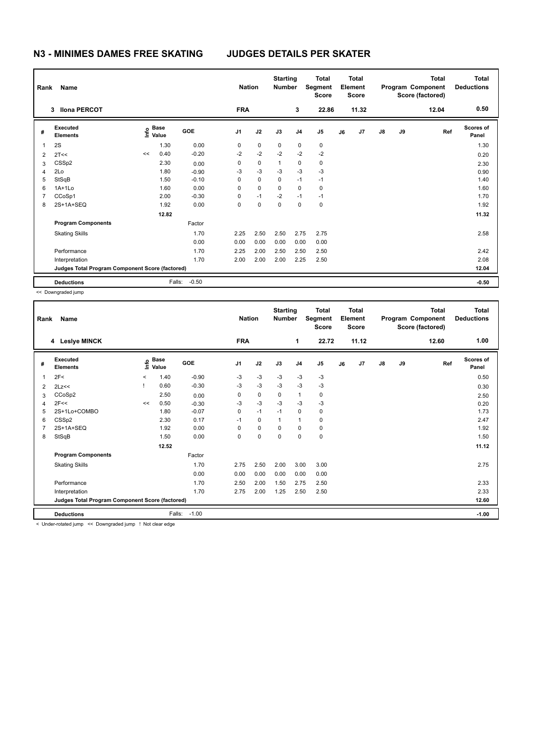# N3 - MINIMES DAMES FREE SKATING JUDGES DETAILS PER SKATER

| Rank | Name | Nation | Starting Number | Total Segment Score | Total Element Score | Total Program Component Score (factored) | Total Deductions |
|---|---|---|---|---|---|---|---|
| 3 | Ilona PERCOT | FRA | 3 | 22.86 | 11.32 | 12.04 | 0.50 |

| # | Executed Elements | Info | Base Value | GOE | J1 | J2 | J3 | J4 | J5 | J6 | J7 | J8 | J9 | Ref | Scores of Panel |
|---|---|---|---|---|---|---|---|---|---|---|---|---|---|---|---|
| 1 | 2S | | 1.30 | 0.00 | 0 | 0 | 0 | 0 | 0 | | | | | | 1.30 |
| 2 | 2T<< | << | 0.40 | -0.20 | -2 | -2 | -2 | -2 | -2 | | | | | | 0.20 |
| 3 | CSSp2 | | 2.30 | 0.00 | 0 | 0 | 1 | 0 | 0 | | | | | | 2.30 |
| 4 | 2Lo | | 1.80 | -0.90 | -3 | -3 | -3 | -3 | -3 | | | | | | 0.90 |
| 5 | StSqB | | 1.50 | -0.10 | 0 | 0 | 0 | -1 | -1 | | | | | | 1.40 |
| 6 | 1A+1Lo | | 1.60 | 0.00 | 0 | 0 | 0 | 0 | 0 | | | | | | 1.60 |
| 7 | CCoSp1 | | 2.00 | -0.30 | 0 | -1 | -2 | -1 | -1 | | | | | | 1.70 |
| 8 | 2S+1A+SEQ | | 1.92 | 0.00 | 0 | 0 | 0 | 0 | 0 | | | | | | 1.92 |
| | | | 12.82 | | | | | | | | | | | | 11.32 |
| | **Program Components** | | | Factor | | | | | | | | | | | |
| | Skating Skills | | | 1.70 | 2.25 | 2.50 | 2.50 | 2.75 | 2.75 | | | | | | 2.58 |
| | | | | 0.00 | 0.00 | 0.00 | 0.00 | 0.00 | 0.00 | | | | | | |
| | Performance | | | 1.70 | 2.25 | 2.00 | 2.50 | 2.50 | 2.50 | | | | | | 2.42 |
| | Interpretation | | | 1.70 | 2.00 | 2.00 | 2.00 | 2.25 | 2.50 | | | | | | 2.08 |
| | **Judges Total Program Component Score (factored)** | | | | | | | | | | | | | | 12.04 |
| | **Deductions** | | Falls: | -0.50 | | | | | | | | | | | -0.50 |

<< Downgraded jump

| Rank | Name | Nation | Starting Number | Total Segment Score | Total Element Score | Total Program Component Score (factored) | Total Deductions |
|---|---|---|---|---|---|---|---|
| 4 | Leslye MINCK | FRA | 1 | 22.72 | 11.12 | 12.60 | 1.00 |

| # | Executed Elements | Info | Base Value | GOE | J1 | J2 | J3 | J4 | J5 | J6 | J7 | J8 | J9 | Ref | Scores of Panel |
|---|---|---|---|---|---|---|---|---|---|---|---|---|---|---|---|
| 1 | 2F< | < | 1.40 | -0.90 | -3 | -3 | -3 | -3 | -3 | | | | | | 0.50 |
| 2 | 2Lz<< | ! | 0.60 | -0.30 | -3 | -3 | -3 | -3 | -3 | | | | | | 0.30 |
| 3 | CCoSp2 | | 2.50 | 0.00 | 0 | 0 | 0 | 1 | 0 | | | | | | 2.50 |
| 4 | 2F<< | << | 0.50 | -0.30 | -3 | -3 | -3 | -3 | -3 | | | | | | 0.20 |
| 5 | 2S+1Lo+COMBO | | 1.80 | -0.07 | 0 | -1 | -1 | 0 | 0 | | | | | | 1.73 |
| 6 | CSSp2 | | 2.30 | 0.17 | -1 | 0 | 1 | 1 | 0 | | | | | | 2.47 |
| 7 | 2S+1A+SEQ | | 1.92 | 0.00 | 0 | 0 | 0 | 0 | 0 | | | | | | 1.92 |
| 8 | StSqB | | 1.50 | 0.00 | 0 | 0 | 0 | 0 | 0 | | | | | | 1.50 |
| | | | 12.52 | | | | | | | | | | | | 11.12 |
| | **Program Components** | | | Factor | | | | | | | | | | | |
| | Skating Skills | | | 1.70 | 2.75 | 2.50 | 2.00 | 3.00 | 3.00 | | | | | | 2.75 |
| | | | | 0.00 | 0.00 | 0.00 | 0.00 | 0.00 | 0.00 | | | | | | |
| | Performance | | | 1.70 | 2.50 | 2.00 | 1.50 | 2.75 | 2.50 | | | | | | 2.33 |
| | Interpretation | | | 1.70 | 2.75 | 2.00 | 1.25 | 2.50 | 2.50 | | | | | | 2.33 |
| | **Judges Total Program Component Score (factored)** | | | | | | | | | | | | | | 12.60 |
| | **Deductions** | | Falls: | -1.00 | | | | | | | | | | | -1.00 |

< Under-rotated jump << Downgraded jump ! Not clear edge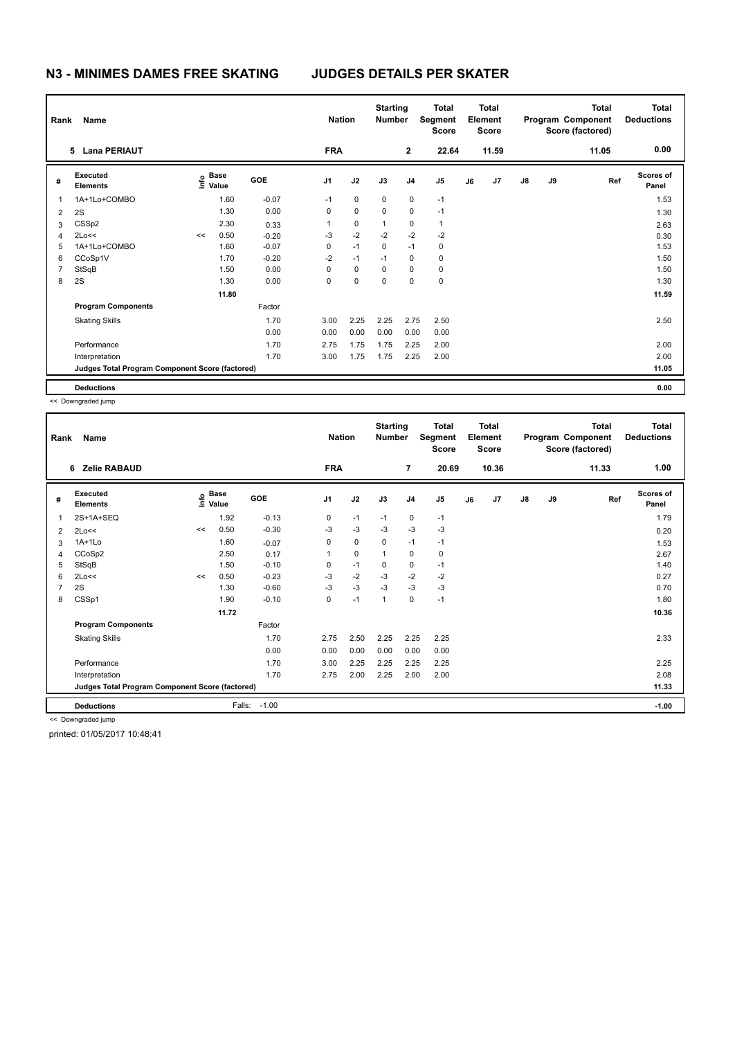# N3 - MINIMES DAMES FREE SKATING JUDGES DETAILS PER SKATER

| Rank | Name | Nation | Starting Number | Total Segment Score | Total Element Score | Total Program Component Score (factored) | Total Deductions |
|---|---|---|---|---|---|---|---|
| 5 | Lana PERIAUT | FRA | 2 | 22.64 | 11.59 | 11.05 | 0.00 |

| # | Executed Elements | Info | Base Value | GOE | J1 | J2 | J3 | J4 | J5 | J6 | J7 | J8 | J9 | Ref | Scores of Panel |
|---|---|---|---|---|---|---|---|---|---|---|---|---|---|---|---|
| 1 | 1A+1Lo+COMBO | | 1.60 | -0.07 | -1 | 0 | 0 | 0 | -1 | | | | | | 1.53 |
| 2 | 2S | | 1.30 | 0.00 | 0 | 0 | 0 | 0 | -1 | | | | | | 1.30 |
| 3 | CSSp2 | | 2.30 | 0.33 | 1 | 0 | 1 | 0 | 1 | | | | | | 2.63 |
| 4 | 2Lo<< | << | 0.50 | -0.20 | -3 | -2 | -2 | -2 | -2 | | | | | | 0.30 |
| 5 | 1A+1Lo+COMBO | | 1.60 | -0.07 | 0 | -1 | 0 | -1 | 0 | | | | | | 1.53 |
| 6 | CCoSp1V | | 1.70 | -0.20 | -2 | -1 | -1 | 0 | 0 | | | | | | 1.50 |
| 7 | StSqB | | 1.50 | 0.00 | 0 | 0 | 0 | 0 | 0 | | | | | | 1.50 |
| 8 | 2S | | 1.30 | 0.00 | 0 | 0 | 0 | 0 | 0 | | | | | | 1.30 |
| | | | 11.80 | | | | | | | | | | | | 11.59 |
| | **Program Components** | | | Factor | | | | | | | | | | | |
| | Skating Skills | | | 1.70 | 3.00 | 2.25 | 2.25 | 2.75 | 2.50 | | | | | | 2.50 |
| | | | | 0.00 | 0.00 | 0.00 | 0.00 | 0.00 | 0.00 | | | | | | |
| | Performance | | | 1.70 | 2.75 | 1.75 | 1.75 | 2.25 | 2.00 | | | | | | 2.00 |
| | Interpretation | | | 1.70 | 3.00 | 1.75 | 1.75 | 2.25 | 2.00 | | | | | | 2.00 |
| | **Judges Total Program Component Score (factored)** | | | | | | | | | | | | | | 11.05 |
| | **Deductions** | | | | | | | | | | | | | | 0.00 |

<< Downgraded jump

| Rank | Name | Nation | Starting Number | Total Segment Score | Total Element Score | Total Program Component Score (factored) | Total Deductions |
|---|---|---|---|---|---|---|---|
| 6 | Zelie RABAUD | FRA | 7 | 20.69 | 10.36 | 11.33 | 1.00 |

| # | Executed Elements | Info | Base Value | GOE | J1 | J2 | J3 | J4 | J5 | J6 | J7 | J8 | J9 | Ref | Scores of Panel |
|---|---|---|---|---|---|---|---|---|---|---|---|---|---|---|---|
| 1 | 2S+1A+SEQ | | 1.92 | -0.13 | 0 | -1 | -1 | 0 | -1 | | | | | | 1.79 |
| 2 | 2Lo<< | << | 0.50 | -0.30 | -3 | -3 | -3 | -3 | -3 | | | | | | 0.20 |
| 3 | 1A+1Lo | | 1.60 | -0.07 | 0 | 0 | 0 | -1 | -1 | | | | | | 1.53 |
| 4 | CCoSp2 | | 2.50 | 0.17 | 1 | 0 | 1 | 0 | 0 | | | | | | 2.67 |
| 5 | StSqB | | 1.50 | -0.10 | 0 | -1 | 0 | 0 | -1 | | | | | | 1.40 |
| 6 | 2Lo<< | << | 0.50 | -0.23 | -3 | -2 | -3 | -2 | -2 | | | | | | 0.27 |
| 7 | 2S | | 1.30 | -0.60 | -3 | -3 | -3 | -3 | -3 | | | | | | 0.70 |
| 8 | CSSp1 | | 1.90 | -0.10 | 0 | -1 | 1 | 0 | -1 | | | | | | 1.80 |
| | | | 11.72 | | | | | | | | | | | | 10.36 |
| | **Program Components** | | | Factor | | | | | | | | | | | |
| | Skating Skills | | | 1.70 | 2.75 | 2.50 | 2.25 | 2.25 | 2.25 | | | | | | 2.33 |
| | | | | 0.00 | 0.00 | 0.00 | 0.00 | 0.00 | 0.00 | | | | | | |
| | Performance | | | 1.70 | 3.00 | 2.25 | 2.25 | 2.25 | 2.25 | | | | | | 2.25 |
| | Interpretation | | | 1.70 | 2.75 | 2.00 | 2.25 | 2.00 | 2.00 | | | | | | 2.08 |
| | **Judges Total Program Component Score (factored)** | | | | | | | | | | | | | | 11.33 |
| | **Deductions** | | Falls: | -1.00 | | | | | | | | | | | -1.00 |

<< Downgraded jump

printed: 01/05/2017 10:48:41